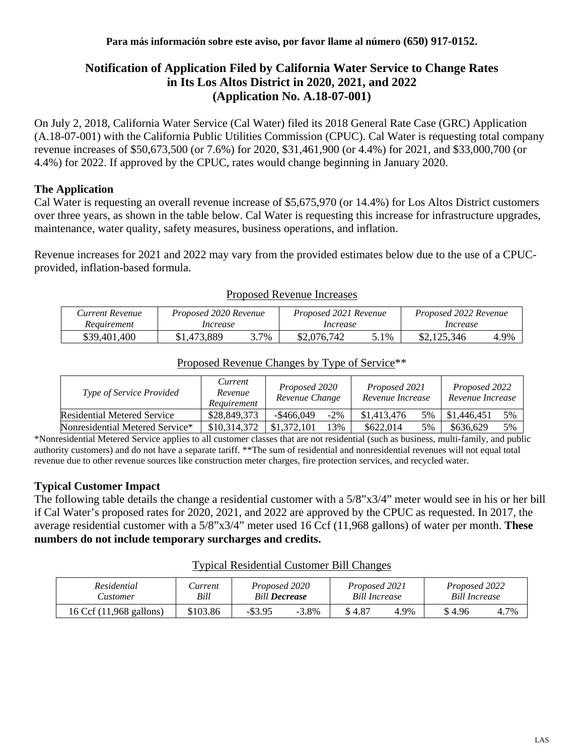**Para más información sobre este aviso, por favor llame al número (650) 917-0152.**

# Notification of Application Filed by California Water Service to Change Rates in Its Los Altos District in 2020, 2021, and 2022 (Application No. A.18-07-001)

On July 2, 2018, California Water Service (Cal Water) filed its 2018 General Rate Case (GRC) Application (A.18-07-001) with the California Public Utilities Commission (CPUC). Cal Water is requesting total company revenue increases of $50,673,500 (or 7.6%) for 2020, $31,461,900 (or 4.4%) for 2021, and $33,000,700 (or 4.4%) for 2022. If approved by the CPUC, rates would change beginning in January 2020.

## The Application

Cal Water is requesting an overall revenue increase of $5,675,970 (or 14.4%) for Los Altos District customers over three years, as shown in the table below. Cal Water is requesting this increase for infrastructure upgrades, maintenance, water quality, safety measures, business operations, and inflation.

Revenue increases for 2021 and 2022 may vary from the provided estimates below due to the use of a CPUC-provided, inflation-based formula.

Proposed Revenue Increases

| *Current Revenue Requirement* | *Proposed 2020 Revenue Increase* | | *Proposed 2021 Revenue Increase* | | *Proposed 2022 Revenue Increase* | |
|---|---|---|---|---|---|---|
| $39,401,400 | $1,473,889 | 3.7% | $2,076,742 | 5.1% | $2,125,346 | 4.9% |

Proposed Revenue Changes by Type of Service**

| *Type of Service Provided* | *Current Revenue Requirement* | *Proposed 2020 Revenue Change* | | *Proposed 2021 Revenue Increase* | | *Proposed 2022 Revenue Increase* | |
|---|---|---|---|---|---|---|---|
| Residential Metered Service | $28,849,373 | -$466,049 | -2% | $1,413,476 | 5% | $1,446,451 | 5% |
| Nonresidential Metered Service* | $10,314,372 | $1,372,101 | 13% | $622,014 | 5% | $636,629 | 5% |

*Nonresidential Metered Service applies to all customer classes that are not residential (such as business, multi-family, and public authority customers) and do not have a separate tariff. **The sum of residential and nonresidential revenues will not equal total revenue due to other revenue sources like construction meter charges, fire protection services, and recycled water.

## Typical Customer Impact

The following table details the change a residential customer with a 5/8"x3/4" meter would see in his or her bill if Cal Water's proposed rates for 2020, 2021, and 2022 are approved by the CPUC as requested. In 2017, the average residential customer with a 5/8"x3/4" meter used 16 Ccf (11,968 gallons) of water per month. **These numbers do not include temporary surcharges and credits.**

Typical Residential Customer Bill Changes

| *Residential Customer* | *Current Bill* | *Proposed 2020 Bill* ***Decrease*** | | *Proposed 2021 Bill Increase* | | *Proposed 2022 Bill Increase* | |
|---|---|---|---|---|---|---|---|
| 16 Ccf (11,968 gallons) | $103.86 | -$3.95 | -3.8% | $ 4.87 | 4.9% | $ 4.96 | 4.7% |

LAS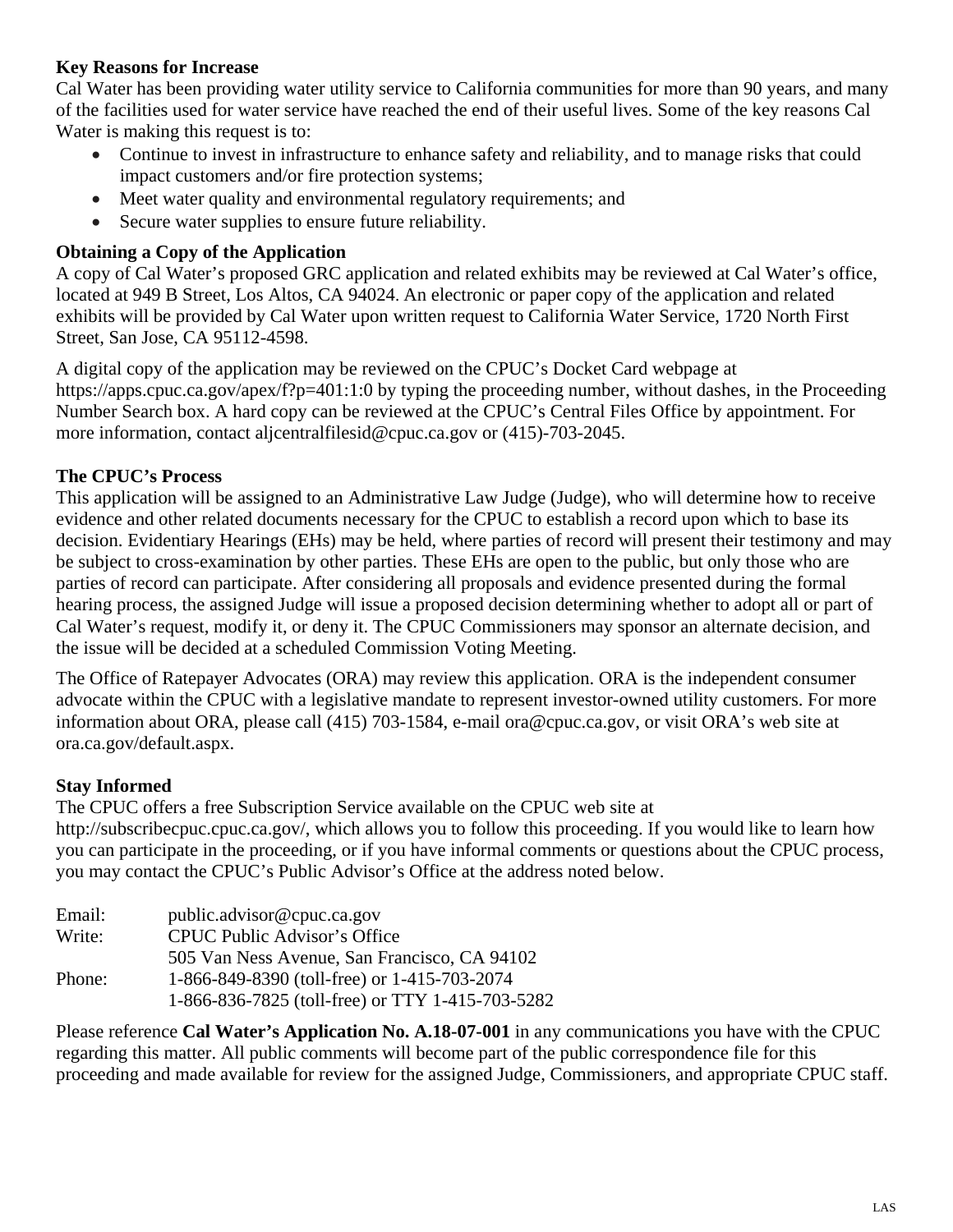**Key Reasons for Increase**

Cal Water has been providing water utility service to California communities for more than 90 years, and many of the facilities used for water service have reached the end of their useful lives. Some of the key reasons Cal Water is making this request is to:

- Continue to invest in infrastructure to enhance safety and reliability, and to manage risks that could impact customers and/or fire protection systems;
- Meet water quality and environmental regulatory requirements; and
- Secure water supplies to ensure future reliability.

**Obtaining a Copy of the Application**

A copy of Cal Water's proposed GRC application and related exhibits may be reviewed at Cal Water's office, located at 949 B Street, Los Altos, CA 94024. An electronic or paper copy of the application and related exhibits will be provided by Cal Water upon written request to California Water Service, 1720 North First Street, San Jose, CA 95112-4598.

A digital copy of the application may be reviewed on the CPUC's Docket Card webpage at https://apps.cpuc.ca.gov/apex/f?p=401:1:0 by typing the proceeding number, without dashes, in the Proceeding Number Search box. A hard copy can be reviewed at the CPUC's Central Files Office by appointment. For more information, contact aljcentralfilesid@cpuc.ca.gov or (415)-703-2045.

**The CPUC's Process**

This application will be assigned to an Administrative Law Judge (Judge), who will determine how to receive evidence and other related documents necessary for the CPUC to establish a record upon which to base its decision. Evidentiary Hearings (EHs) may be held, where parties of record will present their testimony and may be subject to cross-examination by other parties. These EHs are open to the public, but only those who are parties of record can participate. After considering all proposals and evidence presented during the formal hearing process, the assigned Judge will issue a proposed decision determining whether to adopt all or part of Cal Water's request, modify it, or deny it. The CPUC Commissioners may sponsor an alternate decision, and the issue will be decided at a scheduled Commission Voting Meeting.

The Office of Ratepayer Advocates (ORA) may review this application. ORA is the independent consumer advocate within the CPUC with a legislative mandate to represent investor-owned utility customers. For more information about ORA, please call (415) 703-1584, e-mail ora@cpuc.ca.gov, or visit ORA's web site at ora.ca.gov/default.aspx.

**Stay Informed**

The CPUC offers a free Subscription Service available on the CPUC web site at http://subscribecpuc.cpuc.ca.gov/, which allows you to follow this proceeding. If you would like to learn how you can participate in the proceeding, or if you have informal comments or questions about the CPUC process, you may contact the CPUC's Public Advisor's Office at the address noted below.

| | |
|---|---|
| Email: | public.advisor@cpuc.ca.gov |
| Write: | CPUC Public Advisor's Office<br>505 Van Ness Avenue, San Francisco, CA 94102 |
| Phone: | 1-866-849-8390 (toll-free) or 1-415-703-2074<br>1-866-836-7825 (toll-free) or TTY 1-415-703-5282 |

Please reference **Cal Water's Application No. A.18-07-001** in any communications you have with the CPUC regarding this matter. All public comments will become part of the public correspondence file for this proceeding and made available for review for the assigned Judge, Commissioners, and appropriate CPUC staff.

LAS